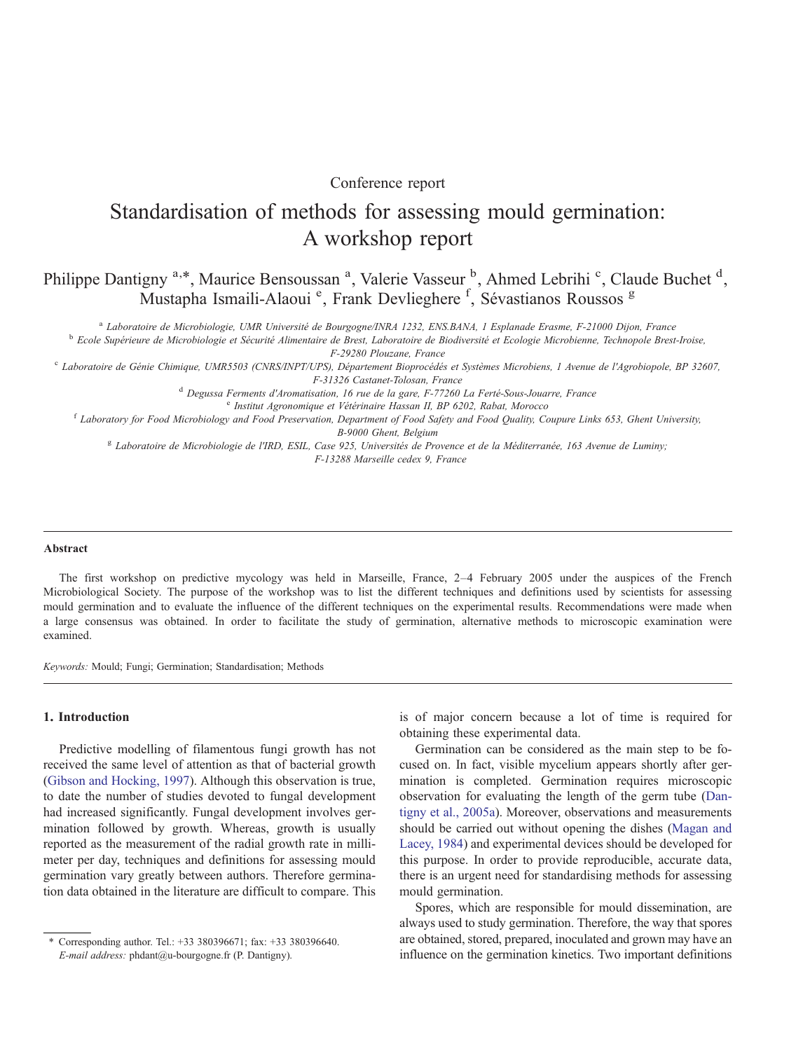Conference report

# Standardisation of methods for assessing mould germination: A workshop report

Philippe Dantigny [a,*], Maurice Bensoussan [a], Valerie Vasseur [b], Ahmed Lebrihi [c], Claude Buchet [d], Mustapha Ismaili-Alaoui [e], Frank Devlieghere [f], Sévastianos Roussos [g]

[a] Laboratoire de Microbiologie, UMR Université de Bourgogne/INRA 1232, ENS.BANA, 1 Esplanade Erasme, F-21000 Dijon, France

[b] Ecole Supérieure de Microbiologie et Sécurité Alimentaire de Brest, Laboratoire de Biodiversité et Ecologie Microbienne, Technopole Brest-Iroise, F-29280 Plouzane, France

[c] Laboratoire de Génie Chimique, UMR5503 (CNRS/INPT/UPS), Département Bioprocédés et Systèmes Microbiens, 1 Avenue de l'Agrobiopole, BP 32607, F-31326 Castanet-Tolosan, France

[d] Degussa Ferments d'Aromatisation, 16 rue de la gare, F-77260 La Ferté-Sous-Jouarre, France

[e] Institut Agronomique et Vétérinaire Hassan II, BP 6202, Rabat, Morocco

[f] Laboratory for Food Microbiology and Food Preservation, Department of Food Safety and Food Quality, Coupure Links 653, Ghent University, B-9000 Ghent, Belgium

[g] Laboratoire de Microbiologie de l'IRD, ESIL, Case 925, Universités de Provence et de la Méditerranée, 163 Avenue de Luminy; F-13288 Marseille cedex 9, France

## Abstract

The first workshop on predictive mycology was held in Marseille, France, 2–4 February 2005 under the auspices of the French Microbiological Society. The purpose of the workshop was to list the different techniques and definitions used by scientists for assessing mould germination and to evaluate the influence of the different techniques on the experimental results. Recommendations were made when a large consensus was obtained. In order to facilitate the study of germination, alternative methods to microscopic examination were examined.

*Keywords:* Mould; Fungi; Germination; Standardisation; Methods

## 1. Introduction

Predictive modelling of filamentous fungi growth has not received the same level of attention as that of bacterial growth (Gibson and Hocking, 1997). Although this observation is true, to date the number of studies devoted to fungal development had increased significantly. Fungal development involves germination followed by growth. Whereas, growth is usually reported as the measurement of the radial growth rate in millimeter per day, techniques and definitions for assessing mould germination vary greatly between authors. Therefore germination data obtained in the literature are difficult to compare. This is of major concern because a lot of time is required for obtaining these experimental data.

Germination can be considered as the main step to be focused on. In fact, visible mycelium appears shortly after germination is completed. Germination requires microscopic observation for evaluating the length of the germ tube (Dantigny et al., 2005a). Moreover, observations and measurements should be carried out without opening the dishes (Magan and Lacey, 1984) and experimental devices should be developed for this purpose. In order to provide reproducible, accurate data, there is an urgent need for standardising methods for assessing mould germination.

Spores, which are responsible for mould dissemination, are always used to study germination. Therefore, the way that spores are obtained, stored, prepared, inoculated and grown may have an influence on the germination kinetics. Two important definitions

* Corresponding author. Tel.: +33 380396671; fax: +33 380396640. *E-mail address:* phdant@u-bourgogne.fr (P. Dantigny).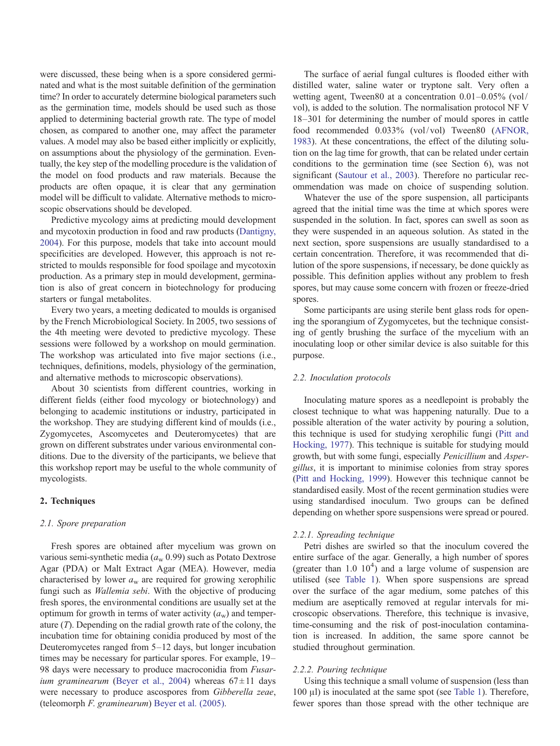were discussed, these being when is a spore considered germinated and what is the most suitable definition of the germination time? In order to accurately determine biological parameters such as the germination time, models should be used such as those applied to determining bacterial growth rate. The type of model chosen, as compared to another one, may affect the parameter values. A model may also be based either implicitly or explicitly, on assumptions about the physiology of the germination. Eventually, the key step of the modelling procedure is the validation of the model on food products and raw materials. Because the products are often opaque, it is clear that any germination model will be difficult to validate. Alternative methods to microscopic observations should be developed.

Predictive mycology aims at predicting mould development and mycotoxin production in food and raw products (Dantigny, 2004). For this purpose, models that take into account mould specificities are developed. However, this approach is not restricted to moulds responsible for food spoilage and mycotoxin production. As a primary step in mould development, germination is also of great concern in biotechnology for producing starters or fungal metabolites.

Every two years, a meeting dedicated to moulds is organised by the French Microbiological Society. In 2005, two sessions of the 4th meeting were devoted to predictive mycology. These sessions were followed by a workshop on mould germination. The workshop was articulated into five major sections (i.e., techniques, definitions, models, physiology of the germination, and alternative methods to microscopic observations).

About 30 scientists from different countries, working in different fields (either food mycology or biotechnology) and belonging to academic institutions or industry, participated in the workshop. They are studying different kind of moulds (i.e., Zygomycetes, Ascomycetes and Deuteromycetes) that are grown on different substrates under various environmental conditions. Due to the diversity of the participants, we believe that this workshop report may be useful to the whole community of mycologists.

## 2. Techniques

### 2.1. Spore preparation

Fresh spores are obtained after mycelium was grown on various semi-synthetic media ($a_w$ 0.99) such as Potato Dextrose Agar (PDA) or Malt Extract Agar (MEA). However, media characterised by lower $a_w$ are required for growing xerophilic fungi such as *Wallemia sebi*. With the objective of producing fresh spores, the environmental conditions are usually set at the optimum for growth in terms of water activity ($a_w$) and temperature ($T$). Depending on the radial growth rate of the colony, the incubation time for obtaining conidia produced by most of the Deuteromycetes ranged from 5–12 days, but longer incubation times may be necessary for particular spores. For example, 19–98 days were necessary to produce macroconidia from *Fusarium graminearum* (Beyer et al., 2004) whereas 67±11 days were necessary to produce ascospores from *Gibberella zeae*, (teleomorph *F. graminearum*) Beyer et al. (2005).

The surface of aerial fungal cultures is flooded either with distilled water, saline water or tryptone salt. Very often a wetting agent, Tween80 at a concentration 0.01–0.05% (vol/vol), is added to the solution. The normalisation protocol NF V 18–301 for determining the number of mould spores in cattle food recommended 0.033% (vol/vol) Tween80 (AFNOR, 1983). At these concentrations, the effect of the diluting solution on the lag time for growth, that can be related under certain conditions to the germination time (see Section 6), was not significant (Sautour et al., 2003). Therefore no particular recommendation was made on choice of suspending solution.

Whatever the use of the spore suspension, all participants agreed that the initial time was the time at which spores were suspended in the solution. In fact, spores can swell as soon as they were suspended in an aqueous solution. As stated in the next section, spore suspensions are usually standardised to a certain concentration. Therefore, it was recommended that dilution of the spore suspensions, if necessary, be done quickly as possible. This definition applies without any problem to fresh spores, but may cause some concern with frozen or freeze-dried spores.

Some participants are using sterile bent glass rods for opening the sporangium of Zygomycetes, but the technique consisting of gently brushing the surface of the mycelium with an inoculating loop or other similar device is also suitable for this purpose.

### 2.2. Inoculation protocols

Inoculating mature spores as a needlepoint is probably the closest technique to what was happening naturally. Due to a possible alteration of the water activity by pouring a solution, this technique is used for studying xerophilic fungi (Pitt and Hocking, 1977). This technique is suitable for studying mould growth, but with some fungi, especially *Penicillium* and *Aspergillus*, it is important to minimise colonies from stray spores (Pitt and Hocking, 1999). However this technique cannot be standardised easily. Most of the recent germination studies were using standardised inoculum. Two groups can be defined depending on whether spore suspensions were spread or poured.

#### 2.2.1. Spreading technique

Petri dishes are swirled so that the inoculum covered the entire surface of the agar. Generally, a high number of spores (greater than 1.0 $10^4$) and a large volume of suspension are utilised (see Table 1). When spore suspensions are spread over the surface of the agar medium, some patches of this medium are aseptically removed at regular intervals for microscopic observations. Therefore, this technique is invasive, time-consuming and the risk of post-inoculation contamination is increased. In addition, the same spore cannot be studied throughout germination.

#### 2.2.2. Pouring technique

Using this technique a small volume of suspension (less than 100 μl) is inoculated at the same spot (see Table 1). Therefore, fewer spores than those spread with the other technique are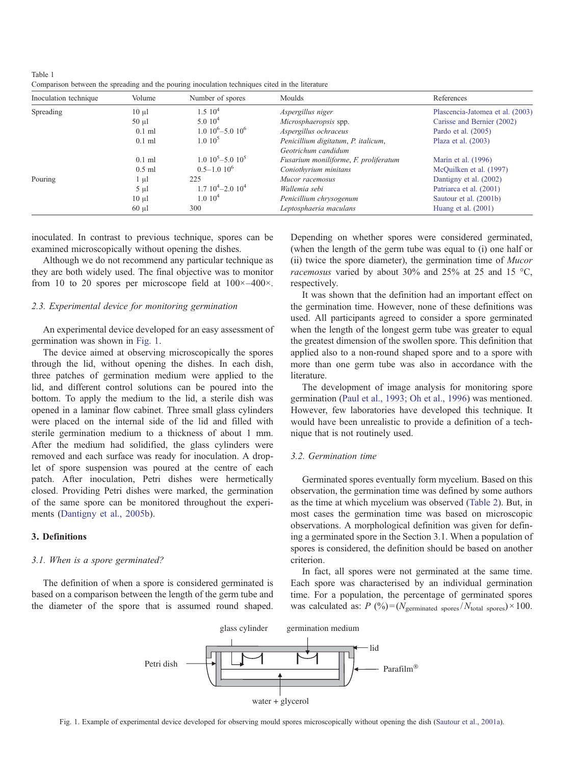Table 1
Comparison between the spreading and the pouring inoculation techniques cited in the literature

| Inoculation technique | Volume | Number of spores | Moulds | References |
|---|---|---|---|---|
| Spreading | 10 µl | 1.5 $10^4$ | *Aspergillus niger* | Plascencia-Jatomea et al. (2003) |
| | 50 µl | 5.0 $10^4$ | *Microsphaeropsis* spp. | Carisse and Bernier (2002) |
| | 0.1 ml | 1.0 $10^6$–5.0 $10^6$ | *Aspergillus ochraceus* | Pardo et al. (2005) |
| | 0.1 ml | 1.0 $10^5$ | *Penicillium digitatum*, *P. italicum*, *Geotrichum candidum* | Plaza et al. (2003) |
| | 0.1 ml | 1.0 $10^5$–5.0 $10^5$ | *Fusarium moniliforme*, *F. proliferatum* | Marín et al. (1996) |
| | 0.5 ml | 0.5–1.0 $10^6$ | *Coniothyrium minitans* | McQuilken et al. (1997) |
| Pouring | 1 µl | 225 | *Mucor racemosus* | Dantigny et al. (2002) |
| | 5 µl | 1.7 $10^4$–2.0 $10^4$ | *Wallemia sebi* | Patriarca et al. (2001) |
| | 10 µl | 1.0 $10^4$ | *Penicillium chrysogenum* | Sautour et al. (2001b) |
| | 60 µl | 300 | *Leptosphaeria maculans* | Huang et al. (2001) |

inoculated. In contrast to previous technique, spores can be examined microscopically without opening the dishes.

Although we do not recommend any particular technique as they are both widely used. The final objective was to monitor from 10 to 20 spores per microscope field at 100×–400×.

### 2.3. Experimental device for monitoring germination

An experimental device developed for an easy assessment of germination was shown in Fig. 1.

The device aimed at observing microscopically the spores through the lid, without opening the dishes. In each dish, three patches of germination medium were applied to the lid, and different control solutions can be poured into the bottom. To apply the medium to the lid, a sterile dish was opened in a laminar flow cabinet. Three small glass cylinders were placed on the internal side of the lid and filled with sterile germination medium to a thickness of about 1 mm. After the medium had solidified, the glass cylinders were removed and each surface was ready for inoculation. A droplet of spore suspension was poured at the centre of each patch. After inoculation, Petri dishes were hermetically closed. Providing Petri dishes were marked, the germination of the same spore can be monitored throughout the experiments (Dantigny et al., 2005b).

## 3. Definitions

### 3.1. When is a spore germinated?

The definition of when a spore is considered germinated is based on a comparison between the length of the germ tube and the diameter of the spore that is assumed round shaped. Depending on whether spores were considered germinated, (when the length of the germ tube was equal to (i) one half or (ii) twice the spore diameter), the germination time of *Mucor racemosus* varied by about 30% and 25% at 25 and 15 °C, respectively.

It was shown that the definition had an important effect on the germination time. However, none of these definitions was used. All participants agreed to consider a spore germinated when the length of the longest germ tube was greater to equal the greatest dimension of the swollen spore. This definition that applied also to a non-round shaped spore and to a spore with more than one germ tube was also in accordance with the literature.

The development of image analysis for monitoring spore germination (Paul et al., 1993; Oh et al., 1996) was mentioned. However, few laboratories have developed this technique. It would have been unrealistic to provide a definition of a technique that is not routinely used.

### 3.2. Germination time

Germinated spores eventually form mycelium. Based on this observation, the germination time was defined by some authors as the time at which mycelium was observed (Table 2). But, in most cases the germination time was based on microscopic observations. A morphological definition was given for defining a germinated spore in the Section 3.1. When a population of spores is considered, the definition should be based on another criterion.

In fact, all spores were not germinated at the same time. Each spore was characterised by an individual germination time. For a population, the percentage of germinated spores was calculated as: $P\ (\%) = (N_{\text{germinated spores}}/N_{\text{total spores}}) \times 100$.

Fig. 1. Example of experimental device developed for observing mould spores microscopically without opening the dish (Sautour et al., 2001a).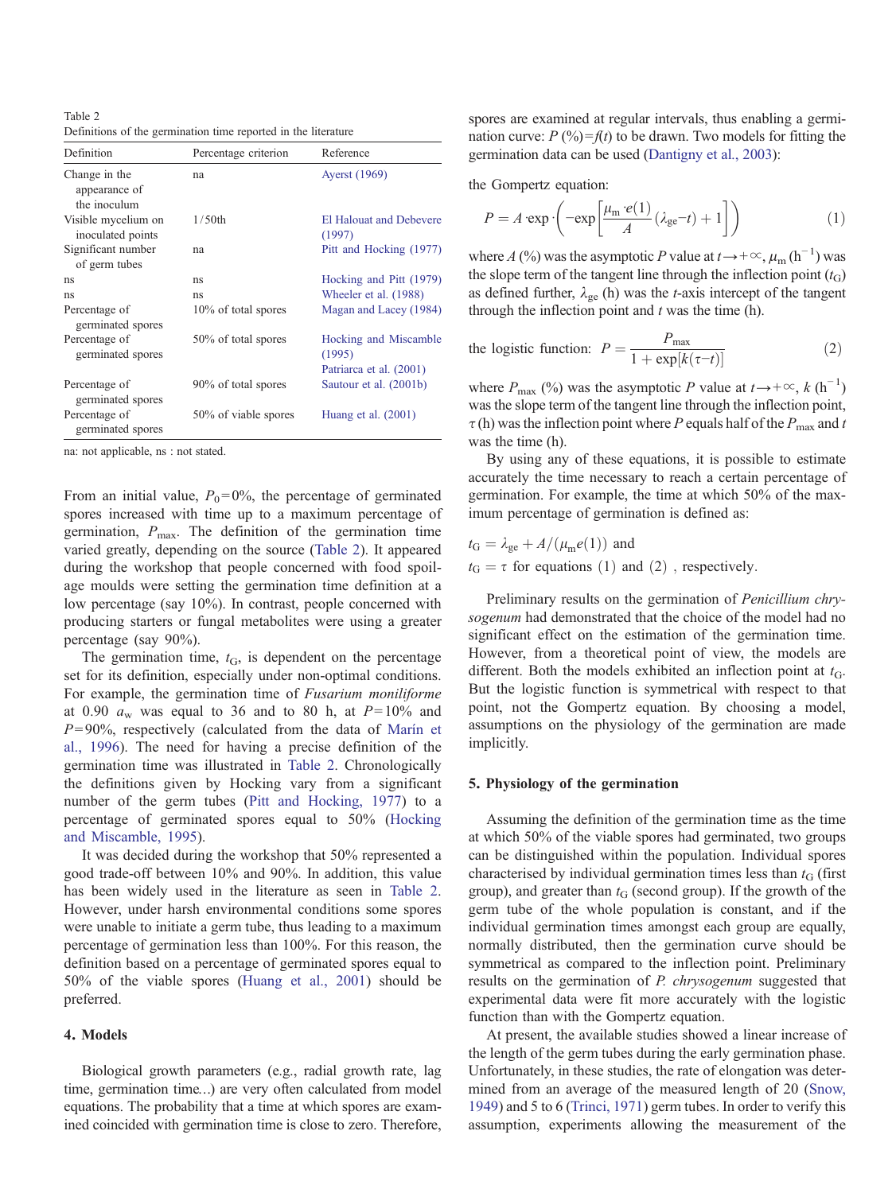Table 2
Definitions of the germination time reported in the literature

| Definition | Percentage criterion | Reference |
| --- | --- | --- |
| Change in the appearance of the inoculum | na | Ayerst (1969) |
| Visible mycelium on inoculated points | 1/50th | El Halouat and Debevere (1997) |
| Significant number of germ tubes | na | Pitt and Hocking (1977) |
| ns | ns | Hocking and Pitt (1979) |
| ns | ns | Wheeler et al. (1988) |
| Percentage of germinated spores | 10% of total spores | Magan and Lacey (1984) |
| Percentage of germinated spores | 50% of total spores | Hocking and Miscamble (1995) Patriarca et al. (2001) |
| Percentage of germinated spores | 90% of total spores | Sautour et al. (2001b) |
| Percentage of germinated spores | 50% of viable spores | Huang et al. (2001) |

na: not applicable, ns : not stated.

From an initial value, $P_0 = 0\%$, the percentage of germinated spores increased with time up to a maximum percentage of germination, $P_{\max}$. The definition of the germination time varied greatly, depending on the source (Table 2). It appeared during the workshop that people concerned with food spoilage moulds were setting the germination time definition at a low percentage (say 10%). In contrast, people concerned with producing starters or fungal metabolites were using a greater percentage (say 90%).

The germination time, $t_G$, is dependent on the percentage set for its definition, especially under non-optimal conditions. For example, the germination time of *Fusarium moniliforme* at 0.90 $a_w$ was equal to 36 and to 80 h, at $P = 10\%$ and $P = 90\%$, respectively (calculated from the data of Marín et al., 1996). The need for having a precise definition of the germination time was illustrated in Table 2. Chronologically the definitions given by Hocking vary from a significant number of the germ tubes (Pitt and Hocking, 1977) to a percentage of germinated spores equal to 50% (Hocking and Miscamble, 1995).

It was decided during the workshop that 50% represented a good trade-off between 10% and 90%. In addition, this value has been widely used in the literature as seen in Table 2. However, under harsh environmental conditions some spores were unable to initiate a germ tube, thus leading to a maximum percentage of germination less than 100%. For this reason, the definition based on a percentage of germinated spores equal to 50% of the viable spores (Huang et al., 2001) should be preferred.

## 4. Models

Biological growth parameters (e.g., radial growth rate, lag time, germination time...) are very often calculated from model equations. The probability that a time at which spores are examined coincided with germination time is close to zero. Therefore, spores are examined at regular intervals, thus enabling a germination curve: $P\,(\%) = f(t)$ to be drawn. Two models for fitting the germination data can be used (Dantigny et al., 2003):

the Gompertz equation:

$$P = A \cdot \exp\left(-\exp\left[\frac{\mu_m \cdot e(1)}{A}(\lambda_{ge} - t) + 1\right]\right) \quad (1)$$

where $A$ (%) was the asymptotic $P$ value at $t \to +\infty$, $\mu_m$ (h$^{-1}$) was the slope term of the tangent line through the inflection point ($t_G$) as defined further, $\lambda_{ge}$ (h) was the $t$-axis intercept of the tangent through the inflection point and $t$ was the time (h).

the logistic function:

$$P = \frac{P_{\max}}{1 + \exp[k(\tau - t)]} \quad (2)$$

where $P_{\max}$ (%) was the asymptotic $P$ value at $t \to +\infty$, $k$ (h$^{-1}$) was the slope term of the tangent line through the inflection point, $\tau$ (h) was the inflection point where $P$ equals half of the $P_{\max}$ and $t$ was the time (h).

By using any of these equations, it is possible to estimate accurately the time necessary to reach a certain percentage of germination. For example, the time at which 50% of the maximum percentage of germination is defined as:

$t_G = \lambda_{ge} + A/(\mu_m e(1))$ and
$t_G = \tau$ for equations (1) and (2) , respectively.

Preliminary results on the germination of *Penicillium chrysogenum* had demonstrated that the choice of the model had no significant effect on the estimation of the germination time. However, from a theoretical point of view, the models are different. Both the models exhibited an inflection point at $t_G$. But the logistic function is symmetrical with respect to that point, not the Gompertz equation. By choosing a model, assumptions on the physiology of the germination are made implicitly.

## 5. Physiology of the germination

Assuming the definition of the germination time as the time at which 50% of the viable spores had germinated, two groups can be distinguished within the population. Individual spores characterised by individual germination times less than $t_G$ (first group), and greater than $t_G$ (second group). If the growth of the germ tube of the whole population is constant, and if the individual germination times amongst each group are equally, normally distributed, then the germination curve should be symmetrical as compared to the inflection point. Preliminary results on the germination of *P. chrysogenum* suggested that experimental data were fit more accurately with the logistic function than with the Gompertz equation.

At present, the available studies showed a linear increase of the length of the germ tubes during the early germination phase. Unfortunately, in these studies, the rate of elongation was determined from an average of the measured length of 20 (Snow, 1949) and 5 to 6 (Trinci, 1971) germ tubes. In order to verify this assumption, experiments allowing the measurement of the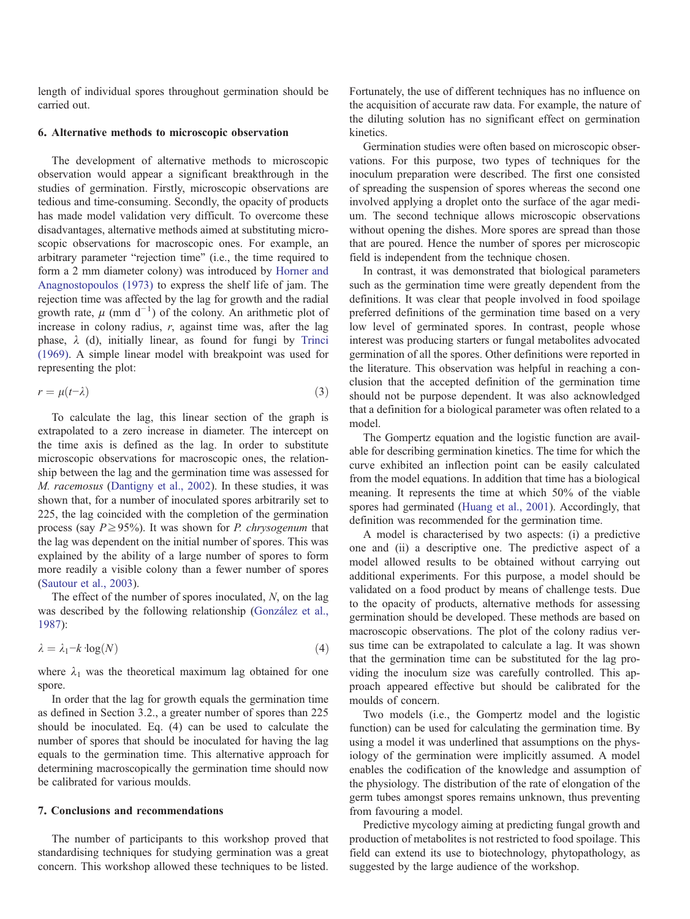length of individual spores throughout germination should be carried out.

## 6. Alternative methods to microscopic observation

The development of alternative methods to microscopic observation would appear a significant breakthrough in the studies of germination. Firstly, microscopic observations are tedious and time-consuming. Secondly, the opacity of products has made model validation very difficult. To overcome these disadvantages, alternative methods aimed at substituting microscopic observations for macroscopic ones. For example, an arbitrary parameter "rejection time" (i.e., the time required to form a 2 mm diameter colony) was introduced by Horner and Anagnostopoulos (1973) to express the shelf life of jam. The rejection time was affected by the lag for growth and the radial growth rate, $\mu$ (mm d$^{-1}$) of the colony. An arithmetic plot of increase in colony radius, $r$, against time was, after the lag phase, $\lambda$ (d), initially linear, as found for fungi by Trinci (1969). A simple linear model with breakpoint was used for representing the plot:

$$r = \mu(t - \lambda) \tag{3}$$

To calculate the lag, this linear section of the graph is extrapolated to a zero increase in diameter. The intercept on the time axis is defined as the lag. In order to substitute microscopic observations for macroscopic ones, the relationship between the lag and the germination time was assessed for *M. racemosus* (Dantigny et al., 2002). In these studies, it was shown that, for a number of inoculated spores arbitrarily set to 225, the lag coincided with the completion of the germination process (say $P \geq 95\%$). It was shown for *P. chrysogenum* that the lag was dependent on the initial number of spores. This was explained by the ability of a large number of spores to form more readily a visible colony than a fewer number of spores (Sautour et al., 2003).

The effect of the number of spores inoculated, $N$, on the lag was described by the following relationship (González et al., 1987):

$$\lambda = \lambda_1 - k \cdot \log(N) \tag{4}$$

where $\lambda_1$ was the theoretical maximum lag obtained for one spore.

In order that the lag for growth equals the germination time as defined in Section 3.2., a greater number of spores than 225 should be inoculated. Eq. (4) can be used to calculate the number of spores that should be inoculated for having the lag equals to the germination time. This alternative approach for determining macroscopically the germination time should now be calibrated for various moulds.

## 7. Conclusions and recommendations

The number of participants to this workshop proved that standardising techniques for studying germination was a great concern. This workshop allowed these techniques to be listed. Fortunately, the use of different techniques has no influence on the acquisition of accurate raw data. For example, the nature of the diluting solution has no significant effect on germination kinetics.

Germination studies were often based on microscopic observations. For this purpose, two types of techniques for the inoculum preparation were described. The first one consisted of spreading the suspension of spores whereas the second one involved applying a droplet onto the surface of the agar medium. The second technique allows microscopic observations without opening the dishes. More spores are spread than those that are poured. Hence the number of spores per microscopic field is independent from the technique chosen.

In contrast, it was demonstrated that biological parameters such as the germination time were greatly dependent from the definitions. It was clear that people involved in food spoilage preferred definitions of the germination time based on a very low level of germinated spores. In contrast, people whose interest was producing starters or fungal metabolites advocated germination of all the spores. Other definitions were reported in the literature. This observation was helpful in reaching a conclusion that the accepted definition of the germination time should not be purpose dependent. It was also acknowledged that a definition for a biological parameter was often related to a model.

The Gompertz equation and the logistic function are available for describing germination kinetics. The time for which the curve exhibited an inflection point can be easily calculated from the model equations. In addition that time has a biological meaning. It represents the time at which 50% of the viable spores had germinated (Huang et al., 2001). Accordingly, that definition was recommended for the germination time.

A model is characterised by two aspects: (i) a predictive one and (ii) a descriptive one. The predictive aspect of a model allowed results to be obtained without carrying out additional experiments. For this purpose, a model should be validated on a food product by means of challenge tests. Due to the opacity of products, alternative methods for assessing germination should be developed. These methods are based on macroscopic observations. The plot of the colony radius versus time can be extrapolated to calculate a lag. It was shown that the germination time can be substituted for the lag providing the inoculum size was carefully controlled. This approach appeared effective but should be calibrated for the moulds of concern.

Two models (i.e., the Gompertz model and the logistic function) can be used for calculating the germination time. By using a model it was underlined that assumptions on the physiology of the germination were implicitly assumed. A model enables the codification of the knowledge and assumption of the physiology. The distribution of the rate of elongation of the germ tubes amongst spores remains unknown, thus preventing from favouring a model.

Predictive mycology aiming at predicting fungal growth and production of metabolites is not restricted to food spoilage. This field can extend its use to biotechnology, phytopathology, as suggested by the large audience of the workshop.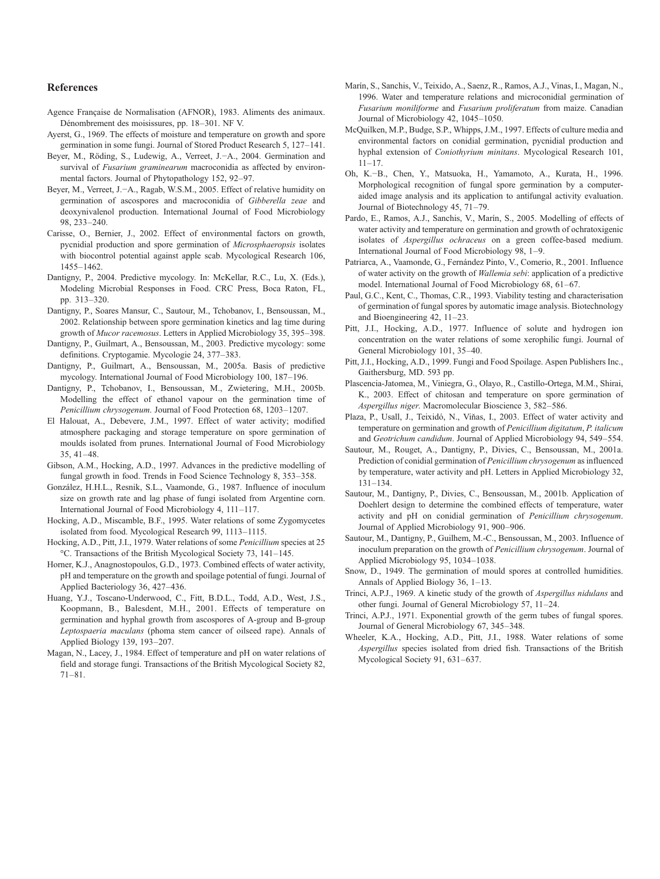## References

Agence Française de Normalisation (AFNOR), 1983. Aliments des animaux. Dénombrement des moisissures, pp. 18–301. NF V.

Ayerst, G., 1969. The effects of moisture and temperature on growth and spore germination in some fungi. Journal of Stored Product Research 5, 127–141.

Beyer, M., Röding, S., Ludewig, A., Verreet, J.−A., 2004. Germination and survival of *Fusarium graminearum* macroconidia as affected by environmental factors. Journal of Phytopathology 152, 92–97.

Beyer, M., Verreet, J.−A., Ragab, W.S.M., 2005. Effect of relative humidity on germination of ascospores and macroconidia of *Gibberella zeae* and deoxynivalenol production. International Journal of Food Microbiology 98, 233–240.

Carisse, O., Bernier, J., 2002. Effect of environmental factors on growth, pycnidial production and spore germination of *Microsphaeropsis* isolates with biocontrol potential against apple scab. Mycological Research 106, 1455–1462.

Dantigny, P., 2004. Predictive mycology. In: McKellar, R.C., Lu, X. (Eds.), Modeling Microbial Responses in Food. CRC Press, Boca Raton, FL, pp. 313–320.

Dantigny, P., Soares Mansur, C., Sautour, M., Tchobanov, I., Bensoussan, M., 2002. Relationship between spore germination kinetics and lag time during growth of *Mucor racemosus*. Letters in Applied Microbiology 35, 395–398.

Dantigny, P., Guilmart, A., Bensoussan, M., 2003. Predictive mycology: some definitions. Cryptogamie. Mycologie 24, 377–383.

Dantigny, P., Guilmart, A., Bensoussan, M., 2005a. Basis of predictive mycology. International Journal of Food Microbiology 100, 187–196.

Dantigny, P., Tchobanov, I., Bensoussan, M., Zwietering, M.H., 2005b. Modelling the effect of ethanol vapour on the germination time of *Penicillium chrysogenum*. Journal of Food Protection 68, 1203–1207.

El Halouat, A., Debevere, J.M., 1997. Effect of water activity; modified atmosphere packaging and storage temperature on spore germination of moulds isolated from prunes. International Journal of Food Microbiology 35, 41–48.

Gibson, A.M., Hocking, A.D., 1997. Advances in the predictive modelling of fungal growth in food. Trends in Food Science Technology 8, 353–358.

González, H.H.L., Resnik, S.L., Vaamonde, G., 1987. Influence of inoculum size on growth rate and lag phase of fungi isolated from Argentine corn. International Journal of Food Microbiology 4, 111–117.

Hocking, A.D., Miscamble, B.F., 1995. Water relations of some Zygomycetes isolated from food. Mycological Research 99, 1113–1115.

Hocking, A.D., Pitt, J.I., 1979. Water relations of some *Penicillium* species at 25 °C. Transactions of the British Mycological Society 73, 141–145.

Horner, K.J., Anagnostopoulos, G.D., 1973. Combined effects of water activity, pH and temperature on the growth and spoilage potential of fungi. Journal of Applied Bacteriology 36, 427–436.

Huang, Y.J., Toscano-Underwood, C., Fitt, B.D.L., Todd, A.D., West, J.S., Koopmann, B., Balesdent, M.H., 2001. Effects of temperature on germination and hyphal growth from ascospores of A-group and B-group *Leptospaeria maculans* (phoma stem cancer of oilseed rape). Annals of Applied Biology 139, 193–207.

Magan, N., Lacey, J., 1984. Effect of temperature and pH on water relations of field and storage fungi. Transactions of the British Mycological Society 82, 71–81.

Marín, S., Sanchis, V., Teixido, A., Saenz, R., Ramos, A.J., Vinas, I., Magan, N., 1996. Water and temperature relations and microconidial germination of *Fusarium moniliforme* and *Fusarium proliferatum* from maize. Canadian Journal of Microbiology 42, 1045–1050.

McQuilken, M.P., Budge, S.P., Whipps, J.M., 1997. Effects of culture media and environmental factors on conidial germination, pycnidial production and hyphal extension of *Coniothyrium minitans*. Mycological Research 101, 11–17.

Oh, K.−B., Chen, Y., Matsuoka, H., Yamamoto, A., Kurata, H., 1996. Morphological recognition of fungal spore germination by a computer-aided image analysis and its application to antifungal activity evaluation. Journal of Biotechnology 45, 71–79.

Pardo, E., Ramos, A.J., Sanchis, V., Marín, S., 2005. Modelling of effects of water activity and temperature on germination and growth of ochratoxigenic isolates of *Aspergillus ochraceus* on a green coffee-based medium. International Journal of Food Microbiology 98, 1–9.

Patriarca, A., Vaamonde, G., Fernández Pinto, V., Comerio, R., 2001. Influence of water activity on the growth of *Wallemia sebi*: application of a predictive model. International Journal of Food Microbiology 68, 61–67.

Paul, G.C., Kent, C., Thomas, C.R., 1993. Viability testing and characterisation of germination of fungal spores by automatic image analysis. Biotechnology and Bioengineering 42, 11–23.

Pitt, J.I., Hocking, A.D., 1977. Influence of solute and hydrogen ion concentration on the water relations of some xerophilic fungi. Journal of General Microbiology 101, 35–40.

Pitt, J.I., Hocking, A.D., 1999. Fungi and Food Spoilage. Aspen Publishers Inc., Gaithersburg, MD. 593 pp.

Plascencia-Jatomea, M., Viniegra, G., Olayo, R., Castillo-Ortega, M.M., Shirai, K., 2003. Effect of chitosan and temperature on spore germination of *Aspergillus niger*. Macromolecular Bioscience 3, 582–586.

Plaza, P., Usall, J., Teixidó, N., Viñas, I., 2003. Effect of water activity and temperature on germination and growth of *Penicillium digitatum*, *P. italicum* and *Geotrichum candidum*. Journal of Applied Microbiology 94, 549–554.

Sautour, M., Rouget, A., Dantigny, P., Divies, C., Bensoussan, M., 2001a. Prediction of conidial germination of *Penicillium chrysogenum* as influenced by temperature, water activity and pH. Letters in Applied Microbiology 32, 131–134.

Sautour, M., Dantigny, P., Divies, C., Bensoussan, M., 2001b. Application of Doehlert design to determine the combined effects of temperature, water activity and pH on conidial germination of *Penicillium chrysogenum*. Journal of Applied Microbiology 91, 900–906.

Sautour, M., Dantigny, P., Guilhem, M.-C., Bensoussan, M., 2003. Influence of inoculum preparation on the growth of *Penicillium chrysogenum*. Journal of Applied Microbiology 95, 1034–1038.

Snow, D., 1949. The germination of mould spores at controlled humidities. Annals of Applied Biology 36, 1–13.

Trinci, A.P.J., 1969. A kinetic study of the growth of *Aspergillus nidulans* and other fungi. Journal of General Microbiology 57, 11–24.

Trinci, A.P.J., 1971. Exponential growth of the germ tubes of fungal spores. Journal of General Microbiology 67, 345–348.

Wheeler, K.A., Hocking, A.D., Pitt, J.I., 1988. Water relations of some *Aspergillus* species isolated from dried fish. Transactions of the British Mycological Society 91, 631–637.